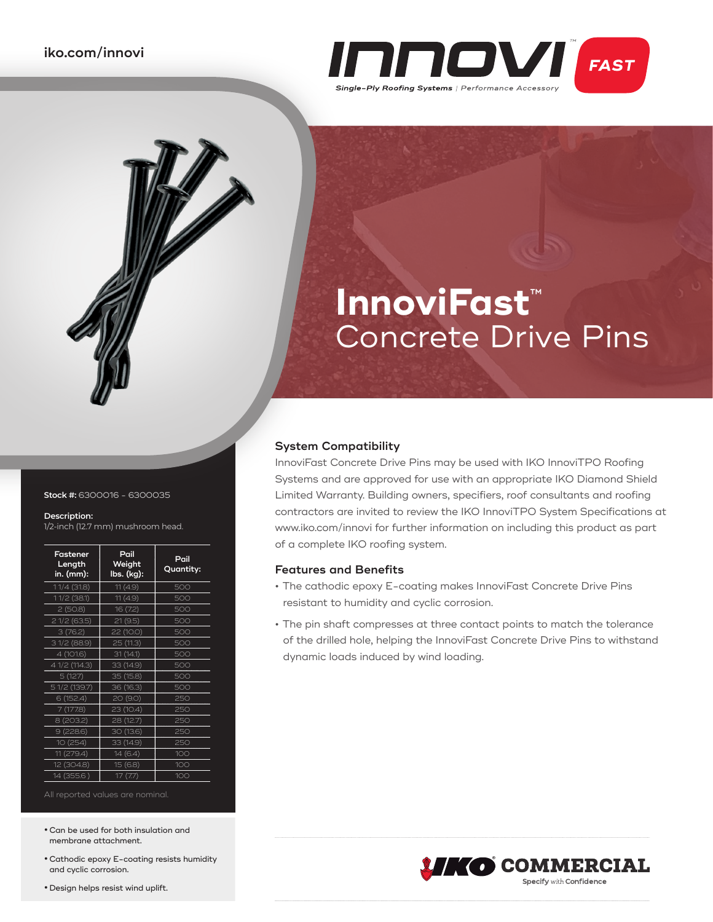iko.com/innovi

INNOVI™ FAST

*Single-Ply Roofing Systems* | Performance Accessory

# InnoviFast™ Concrete Drive Pins

**Stock #:** 6300016 - 6300035

**Description:**
1/2-inch (12.7 mm) mushroom head.

| Fastener Length in. (mm): | Pail Weight lbs. (kg): | Pail Quantity: |
|---|---|---|
| 1 1/4 (31.8) | 11 (4.9) | 500 |
| 1 1/2 (38.1) | 11 (4.9) | 500 |
| 2 (50.8) | 16 (7.2) | 500 |
| 2 1/2 (63.5) | 21 (9.5) | 500 |
| 3 (76.2) | 22 (10.0) | 500 |
| 3 1/2 (88.9) | 25 (11.3) | 500 |
| 4 (101.6) | 31 (14.1) | 500 |
| 4 1/2 (114.3) | 33 (14.9) | 500 |
| 5 (127) | 35 (15.8) | 500 |
| 5 1/2 (139.7) | 36 (16.3) | 500 |
| 6 (152.4) | 20 (9.0) | 250 |
| 7 (177.8) | 23 (10.4) | 250 |
| 8 (203.2) | 28 (12.7) | 250 |
| 9 (228.6) | 30 (13.6) | 250 |
| 10 (254) | 33 (14.9) | 250 |
| 11 (279.4) | 14 (6.4) | 100 |
| 12 (304.8) | 15 (6.8) | 100 |
| 14 (355.6 ) | 17 (7.7) | 100 |

All reported values are nominal.

- Can be used for both insulation and membrane attachment.
- Cathodic epoxy E-coating resists humidity and cyclic corrosion.
- Design helps resist wind uplift.

## System Compatibility

InnoviFast Concrete Drive Pins may be used with IKO InnoviTPO Roofing Systems and are approved for use with an appropriate IKO Diamond Shield Limited Warranty. Building owners, specifiers, roof consultants and roofing contractors are invited to review the IKO InnoviTPO System Specifications at www.iko.com/innovi for further information on including this product as part of a complete IKO roofing system.

## Features and Benefits

- The cathodic epoxy E-coating makes InnoviFast Concrete Drive Pins resistant to humidity and cyclic corrosion.
- The pin shaft compresses at three contact points to match the tolerance of the drilled hole, helping the InnoviFast Concrete Drive Pins to withstand dynamic loads induced by wind loading.

IKO® COMMERCIAL
**Specify** with **Confidence**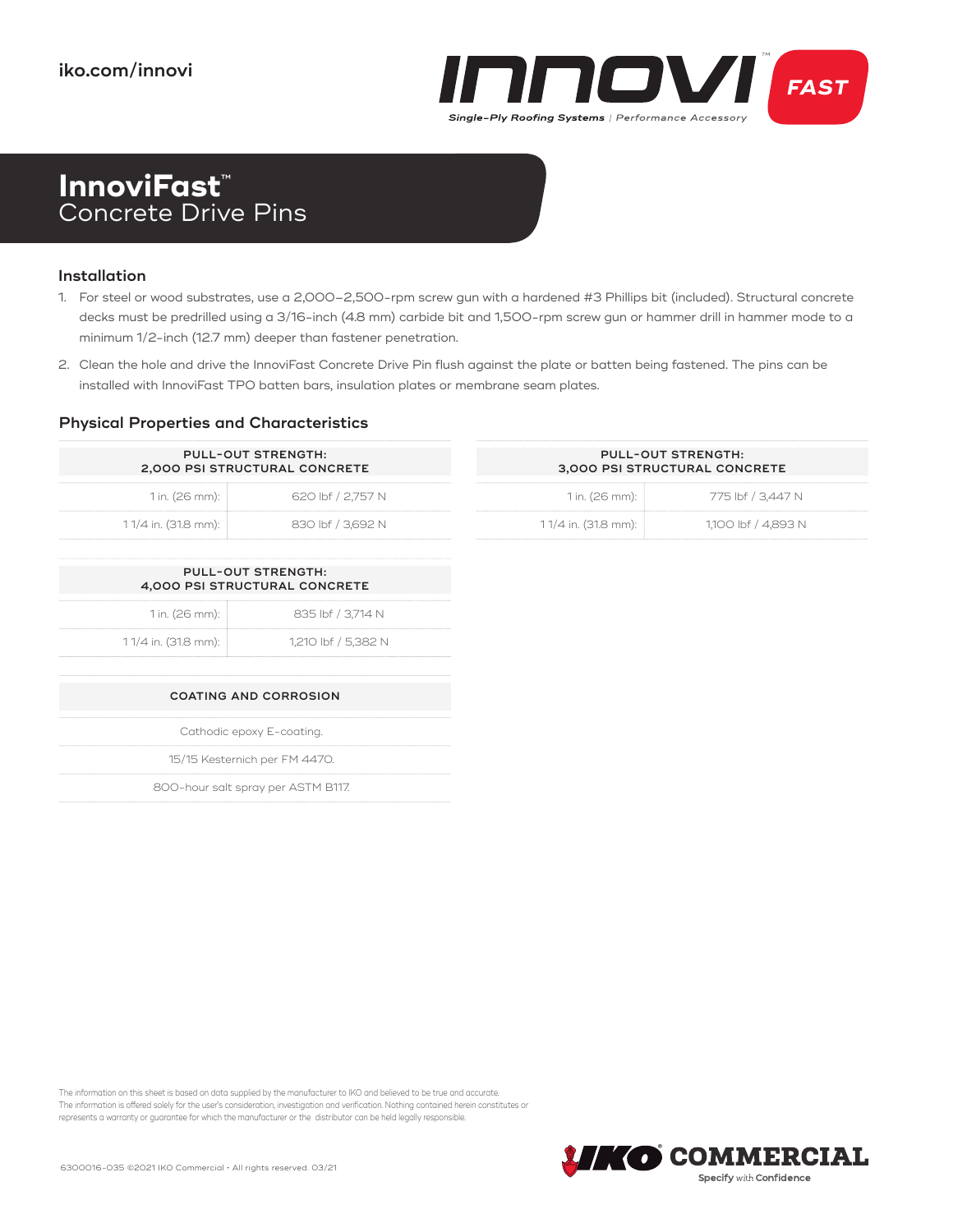iko.com/innovi

INNOVI™ FAST

Single-Ply Roofing Systems | Performance Accessory

# InnoviFast™ Concrete Drive Pins

## Installation

1. For steel or wood substrates, use a 2,000–2,500-rpm screw gun with a hardened #3 Phillips bit (included). Structural concrete decks must be predrilled using a 3/16-inch (4.8 mm) carbide bit and 1,500-rpm screw gun or hammer drill in hammer mode to a minimum 1/2-inch (12.7 mm) deeper than fastener penetration.
2. Clean the hole and drive the InnoviFast Concrete Drive Pin flush against the plate or batten being fastened. The pins can be installed with InnoviFast TPO batten bars, insulation plates or membrane seam plates.

## Physical Properties and Characteristics

| PULL-OUT STRENGTH: 2,000 PSI STRUCTURAL CONCRETE | |
|---|---|
| 1 in. (26 mm): | 620 lbf / 2,757 N |
| 1 1/4 in. (31.8 mm): | 830 lbf / 3,692 N |

| PULL-OUT STRENGTH: 3,000 PSI STRUCTURAL CONCRETE | |
|---|---|
| 1 in. (26 mm): | 775 lbf / 3,447 N |
| 1 1/4 in. (31.8 mm): | 1,100 lbf / 4,893 N |

| PULL-OUT STRENGTH: 4,000 PSI STRUCTURAL CONCRETE | |
|---|---|
| 1 in. (26 mm): | 835 lbf / 3,714 N |
| 1 1/4 in. (31.8 mm): | 1,210 lbf / 5,382 N |

| COATING AND CORROSION |
|---|
| Cathodic epoxy E-coating. |
| 15/15 Kesternich per FM 4470. |
| 800-hour salt spray per ASTM B117. |

The information on this sheet is based on data supplied by the manufacturer to IKO and believed to be true and accurate. The information is offered solely for the user's consideration, investigation and verification. Nothing contained herein constitutes or represents a warranty or guarantee for which the manufacturer or the distributor can be held legally responsible.

6300016-035 ©2021 IKO Commercial • All rights reserved. 03/21

IKO® COMMERCIAL
Specify with Confidence